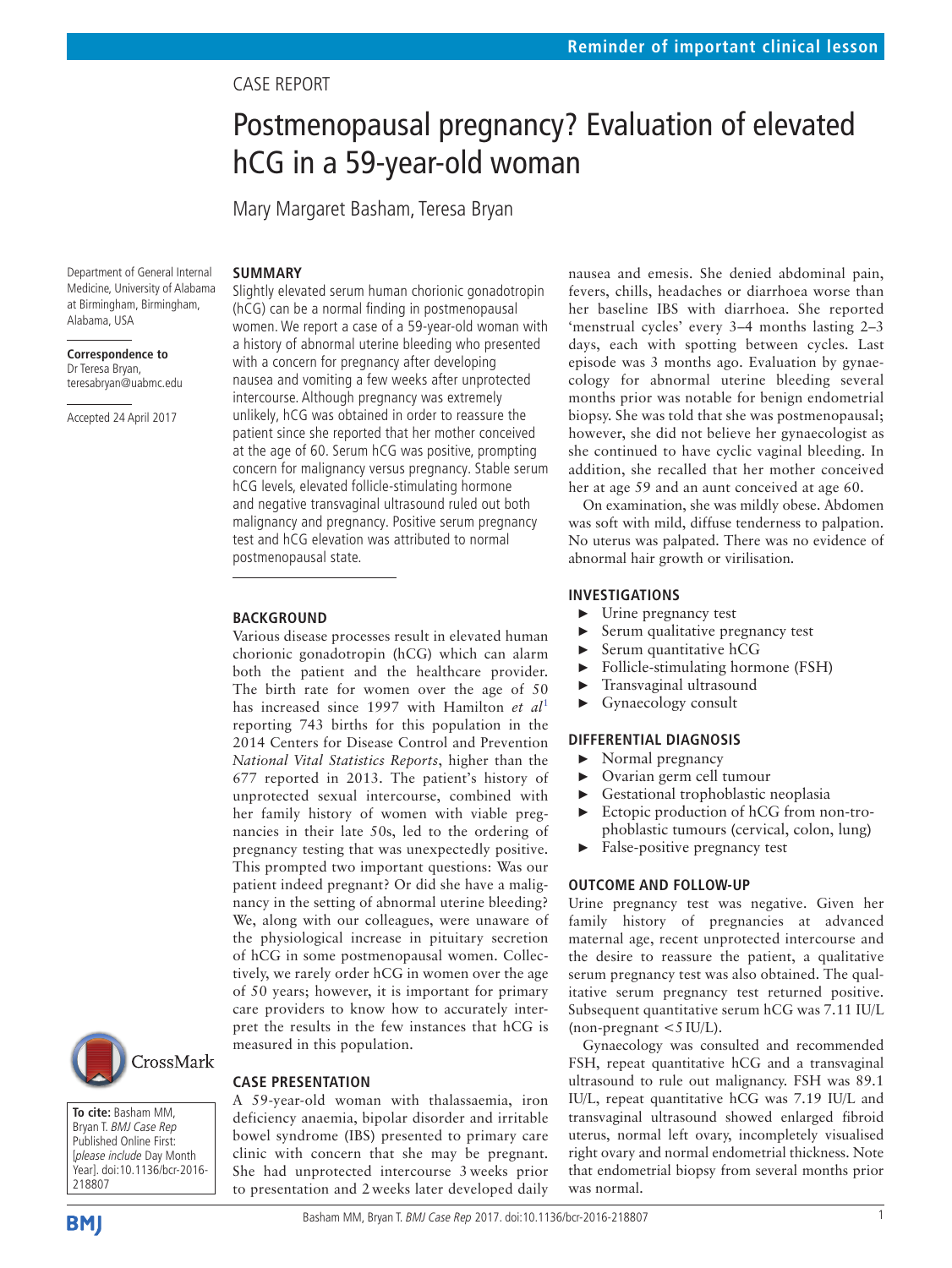Reminder of important clinical lesson

CASE REPORT

# Postmenopausal pregnancy? Evaluation of elevated hCG in a 59-year-old woman

Mary Margaret Basham, Teresa Bryan

Department of General Internal Medicine, University of Alabama at Birmingham, Birmingham, Alabama, USA

**Correspondence to**
Dr Teresa Bryan, teresabryan@uabmc.edu

Accepted 24 April 2017

**To cite:** Basham MM, Bryan T. *BMJ Case Rep* Published Online First: [*please include* Day Month Year]. doi:10.1136/bcr-2016-218807

## SUMMARY

Slightly elevated serum human chorionic gonadotropin (hCG) can be a normal finding in postmenopausal women. We report a case of a 59-year-old woman with a history of abnormal uterine bleeding who presented with a concern for pregnancy after developing nausea and vomiting a few weeks after unprotected intercourse. Although pregnancy was extremely unlikely, hCG was obtained in order to reassure the patient since she reported that her mother conceived at the age of 60. Serum hCG was positive, prompting concern for malignancy versus pregnancy. Stable serum hCG levels, elevated follicle-stimulating hormone and negative transvaginal ultrasound ruled out both malignancy and pregnancy. Positive serum pregnancy test and hCG elevation was attributed to normal postmenopausal state.

## BACKGROUND

Various disease processes result in elevated human chorionic gonadotropin (hCG) which can alarm both the patient and the healthcare provider. The birth rate for women over the age of 50 has increased since 1997 with Hamilton *et al*[1] reporting 743 births for this population in the 2014 Centers for Disease Control and Prevention *National Vital Statistics Reports*, higher than the 677 reported in 2013. The patient's history of unprotected sexual intercourse, combined with her family history of women with viable pregnancies in their late 50s, led to the ordering of pregnancy testing that was unexpectedly positive. This prompted two important questions: Was our patient indeed pregnant? Or did she have a malignancy in the setting of abnormal uterine bleeding? We, along with our colleagues, were unaware of the physiological increase in pituitary secretion of hCG in some postmenopausal women. Collectively, we rarely order hCG in women over the age of 50 years; however, it is important for primary care providers to know how to accurately interpret the results in the few instances that hCG is measured in this population.

## CASE PRESENTATION

A 59-year-old woman with thalassaemia, iron deficiency anaemia, bipolar disorder and irritable bowel syndrome (IBS) presented to primary care clinic with concern that she may be pregnant. She had unprotected intercourse 3 weeks prior to presentation and 2 weeks later developed daily nausea and emesis. She denied abdominal pain, fevers, chills, headaches or diarrhoea worse than her baseline IBS with diarrhoea. She reported 'menstrual cycles' every 3–4 months lasting 2–3 days, each with spotting between cycles. Last episode was 3 months ago. Evaluation by gynaecology for abnormal uterine bleeding several months prior was notable for benign endometrial biopsy. She was told that she was postmenopausal; however, she did not believe her gynaecologist as she continued to have cyclic vaginal bleeding. In addition, she recalled that her mother conceived her at age 59 and an aunt conceived at age 60.

On examination, she was mildly obese. Abdomen was soft with mild, diffuse tenderness to palpation. No uterus was palpated. There was no evidence of abnormal hair growth or virilisation.

## INVESTIGATIONS

- Urine pregnancy test
- Serum qualitative pregnancy test
- Serum quantitative hCG
- Follicle-stimulating hormone (FSH)
- Transvaginal ultrasound
- Gynaecology consult

## DIFFERENTIAL DIAGNOSIS

- Normal pregnancy
- Ovarian germ cell tumour
- Gestational trophoblastic neoplasia
- Ectopic production of hCG from non-trophoblastic tumours (cervical, colon, lung)
- False-positive pregnancy test

## OUTCOME AND FOLLOW-UP

Urine pregnancy test was negative. Given her family history of pregnancies at advanced maternal age, recent unprotected intercourse and the desire to reassure the patient, a qualitative serum pregnancy test was also obtained. The qualitative serum pregnancy test returned positive. Subsequent quantitative serum hCG was 7.11 IU/L (non-pregnant <5 IU/L).

Gynaecology was consulted and recommended FSH, repeat quantitative hCG and a transvaginal ultrasound to rule out malignancy. FSH was 89.1 IU/L, repeat quantitative hCG was 7.19 IU/L and transvaginal ultrasound showed enlarged fibroid uterus, normal left ovary, incompletely visualised right ovary and normal endometrial thickness. Note that endometrial biopsy from several months prior was normal.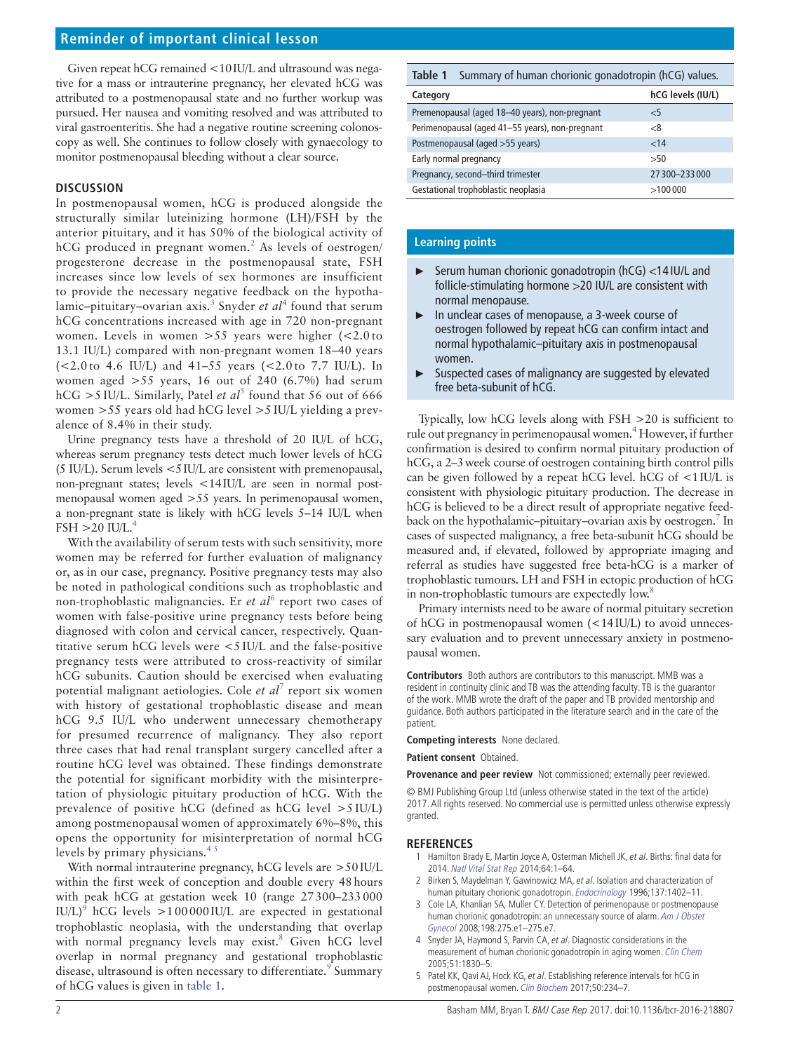Given repeat hCG remained <10 IU/L and ultrasound was negative for a mass or intrauterine pregnancy, her elevated hCG was attributed to a postmenopausal state and no further workup was pursued. Her nausea and vomiting resolved and was attributed to viral gastroenteritis. She had a negative routine screening colonoscopy as well. She continues to follow closely with gynaecology to monitor postmenopausal bleeding without a clear source.

## DISCUSSION

In postmenopausal women, hCG is produced alongside the structurally similar luteinizing hormone (LH)/FSH by the anterior pituitary, and it has 50% of the biological activity of hCG produced in pregnant women.[2] As levels of oestrogen/progesterone decrease in the postmenopausal state, FSH increases since low levels of sex hormones are insufficient to provide the necessary negative feedback on the hypothalamic–pituitary–ovarian axis.[3] Snyder *et al*[4] found that serum hCG concentrations increased with age in 720 non-pregnant women. Levels in women >55 years were higher (<2.0 to 13.1 IU/L) compared with non-pregnant women 18–40 years (<2.0 to 4.6 IU/L) and 41–55 years (<2.0 to 7.7 IU/L). In women aged >55 years, 16 out of 240 (6.7%) had serum hCG >5 IU/L. Similarly, Patel *et al*[5] found that 56 out of 666 women >55 years old had hCG level >5 IU/L yielding a prevalence of 8.4% in their study.

Urine pregnancy tests have a threshold of 20 IU/L of hCG, whereas serum pregnancy tests detect much lower levels of hCG (5 IU/L). Serum levels <5 IU/L are consistent with premenopausal, non-pregnant states; levels <14 IU/L are seen in normal postmenopausal women aged >55 years. In perimenopausal women, a non-pregnant state is likely with hCG levels 5–14 IU/L when FSH >20 IU/L.[4]

With the availability of serum tests with such sensitivity, more women may be referred for further evaluation of malignancy or, as in our case, pregnancy. Positive pregnancy tests may also be noted in pathological conditions such as trophoblastic and non-trophoblastic malignancies. Er *et al*[6] report two cases of women with false-positive urine pregnancy tests before being diagnosed with colon and cervical cancer, respectively. Quantitative serum hCG levels were <5 IU/L and the false-positive pregnancy tests were attributed to cross-reactivity of similar hCG subunits. Caution should be exercised when evaluating potential malignant aetiologies. Cole *et al*[7] report six women with history of gestational trophoblastic disease and mean hCG 9.5 IU/L who underwent unnecessary chemotherapy for presumed recurrence of malignancy. They also report three cases that had renal transplant surgery cancelled after a routine hCG level was obtained. These findings demonstrate the potential for significant morbidity with the misinterpretation of physiologic pituitary production of hCG. With the prevalence of positive hCG (defined as hCG level >5 IU/L) among postmenopausal women of approximately 6%–8%, this opens the opportunity for misinterpretation of normal hCG levels by primary physicians.[4,5]

With normal intrauterine pregnancy, hCG levels are >50 IU/L within the first week of conception and double every 48 hours with peak hCG at gestation week 10 (range 27 300–233 000 IU/L)[9] hCG levels >1 00 000 IU/L are expected in gestational trophoblastic neoplasia, with the understanding that overlap with normal pregnancy levels may exist.[8] Given hCG level overlap in normal pregnancy and gestational trophoblastic disease, ultrasound is often necessary to differentiate.[9] Summary of hCG values is given in table 1.

**Table 1** Summary of human chorionic gonadotropin (hCG) values.

| Category | hCG levels (IU/L) |
|---|---|
| Premenopausal (aged 18–40 years), non-pregnant | <5 |
| Perimenopausal (aged 41–55 years), non-pregnant | <8 |
| Postmenopausal (aged >55 years) | <14 |
| Early normal pregnancy | >50 |
| Pregnancy, second–third trimester | 27 300–233 000 |
| Gestational trophoblastic neoplasia | >100 000 |

### Learning points

- Serum human chorionic gonadotropin (hCG) <14 IU/L and follicle-stimulating hormone >20 IU/L are consistent with normal menopause.
- In unclear cases of menopause, a 3-week course of oestrogen followed by repeat hCG can confirm intact and normal hypothalamic–pituitary axis in postmenopausal women.
- Suspected cases of malignancy are suggested by elevated free beta-subunit of hCG.

Typically, low hCG levels along with FSH >20 is sufficient to rule out pregnancy in perimenopausal women.[4] However, if further confirmation is desired to confirm normal pituitary production of hCG, a 2–3 week course of oestrogen containing birth control pills can be given followed by a repeat hCG level. hCG of <1 IU/L is consistent with physiologic pituitary production. The decrease in hCG is believed to be a direct result of appropriate negative feedback on the hypothalamic–pituitary–ovarian axis by oestrogen.[7] In cases of suspected malignancy, a free beta-subunit hCG should be measured and, if elevated, followed by appropriate imaging and referral as studies have suggested free beta-hCG is a marker of trophoblastic tumours. LH and FSH in ectopic production of hCG in non-trophoblastic tumours are expectedly low.[8]

Primary internists need to be aware of normal pituitary secretion of hCG in postmenopausal women (<14 IU/L) to avoid unnecessary evaluation and to prevent unnecessary anxiety in postmenopausal women.

**Contributors** Both authors are contributors to this manuscript. MMB was a resident in continuity clinic and TB was the attending faculty. TB is the guarantor of the work. MMB wrote the draft of the paper and TB provided mentorship and guidance. Both authors participated in the literature search and in the care of the patient.

**Competing interests** None declared.

**Patient consent** Obtained.

**Provenance and peer review** Not commissioned; externally peer reviewed.

© BMJ Publishing Group Ltd (unless otherwise stated in the text of the article) 2017. All rights reserved. No commercial use is permitted unless otherwise expressly granted.

## REFERENCES

1. Hamilton Brady E, Martin Joyce A, Osterman Michell JK, *et al*. Births: final data for 2014. *Natl Vital Stat Rep* 2014;64:1–64.
2. Birken S, Maydelman Y, Gawinowicz MA, *et al*. Isolation and characterization of human pituitary chorionic gonadotropin. *Endocrinology* 1996;137:1402–11.
3. Cole LA, Khanlian SA, Muller CY. Detection of perimenopause or postmenopause human chorionic gonadotropin: an unnecessary source of alarm. *Am J Obstet Gynecol* 2008;198:275.e1–275.e7.
4. Snyder JA, Haymond S, Parvin CA, *et al*. Diagnostic considerations in the measurement of human chorionic gonadotropin in aging women. *Clin Chem* 2005;51:1830–5.
5. Patel KK, Qavi AJ, Hock KG, *et al*. Establishing reference intervals for hCG in postmenopausal women. *Clin Biochem* 2017;50:234–7.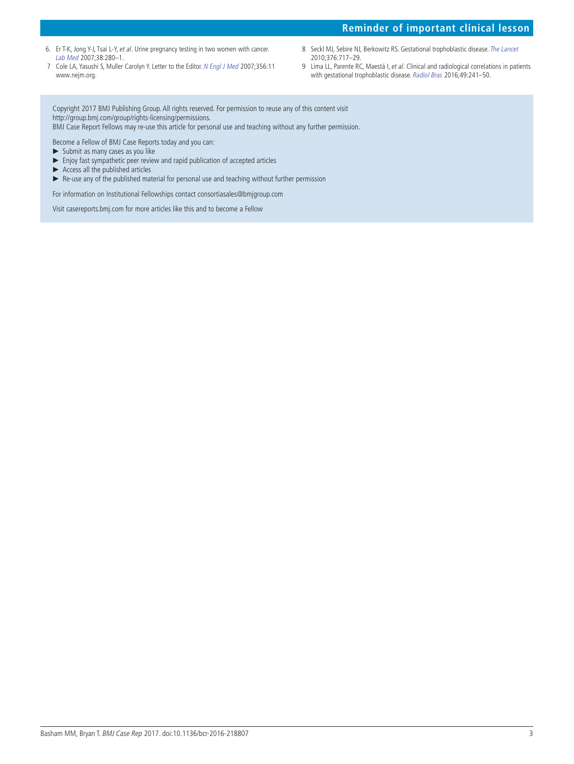6. Er T-K, Jong Y-J, Tsai L-Y, *et al*. Urine pregnancy testing in two women with cancer. *Lab Med* 2007;38:280–1.
7. Cole LA, Yasushi S, Muller Carolyn Y. Letter to the Editor. *N Engl J Med* 2007;356:11 www.nejm.org.
8. Seckl MJ, Sebire NJ, Berkowitz RS. Gestational trophoblastic disease. *The Lancet* 2010;376:717–29.
9. Lima LL, Parente RC, Maestá I, *et al*. Clinical and radiological correlations in patients with gestational trophoblastic disease. *Radiol Bras* 2016;49:241–50.

Copyright 2017 BMJ Publishing Group. All rights reserved. For permission to reuse any of this content visit http://group.bmj.com/group/rights-licensing/permissions.
BMJ Case Report Fellows may re-use this article for personal use and teaching without any further permission.

Become a Fellow of BMJ Case Reports today and you can:

- Submit as many cases as you like
- Enjoy fast sympathetic peer review and rapid publication of accepted articles
- Access all the published articles
- Re-use any of the published material for personal use and teaching without further permission

For information on Institutional Fellowships contact consortiasales@bmjgroup.com

Visit casereports.bmj.com for more articles like this and to become a Fellow